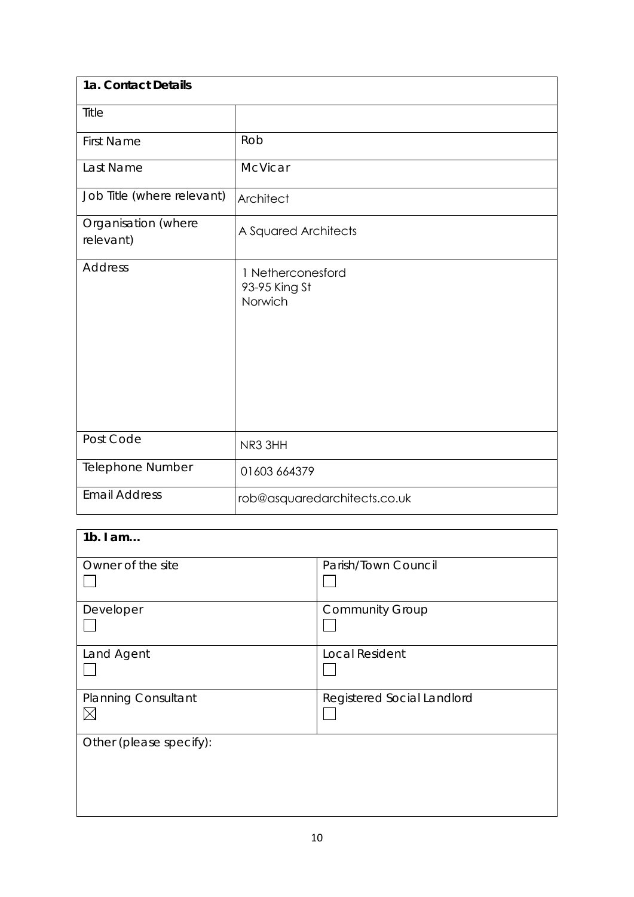| 1a. Contact Details | |
|---|---|
| Title | |
| First Name | Rob |
| Last Name | McVicar |
| Job Title (where relevant) | Architect |
| Organisation (where relevant) | A Squared Architects |
| Address | 1 Netherconesford<br>93-95 King St<br>Norwich |
| Post Code | NR3 3HH |
| Telephone Number | 01603 664379 |
| Email Address | rob@asquaredarchitects.co.uk |

| 1b. I am… | |
|---|---|
| Owner of the site ☐ | Parish/Town Council ☐ |
| Developer ☐ | Community Group ☐ |
| Land Agent ☐ | Local Resident ☐ |
| Planning Consultant ☒ | Registered Social Landlord ☐ |
| Other (please specify): | |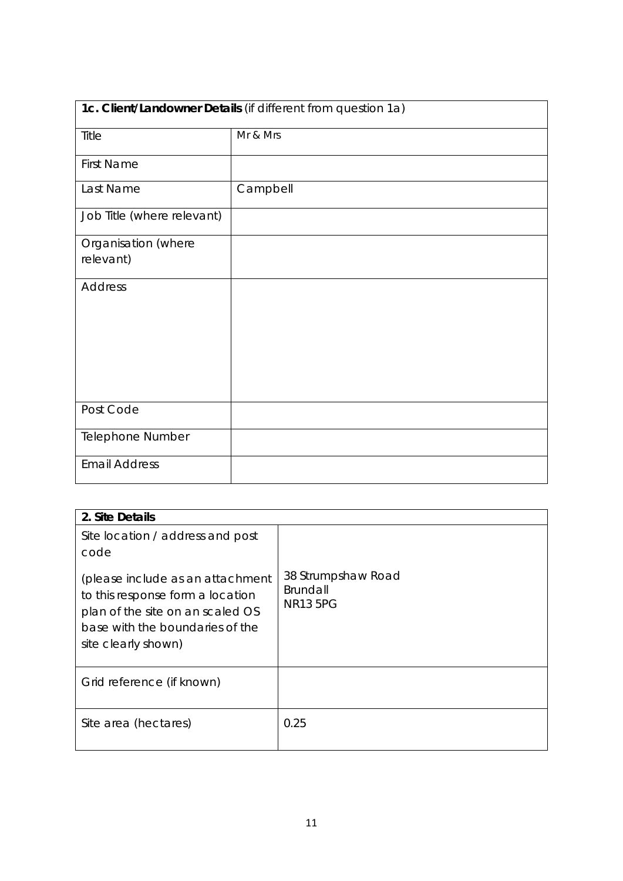| **1c. Client/Landowner Details** (if different from question 1a) | |
| --- | --- |
| Title | Mr & Mrs |
| First Name | |
| Last Name | Campbell |
| Job Title (where relevant) | |
| Organisation (where relevant) | |
| Address | |
| Post Code | |
| Telephone Number | |
| Email Address | |

| **2. Site Details** | |
| --- | --- |
| Site location / address and post code<br><br>(please include as an attachment to this response form a location plan of the site on an scaled OS base with the boundaries of the site clearly shown) | 38 Strumpshaw Road<br>Brundall<br>NR13 5PG |
| Grid reference (if known) | |
| Site area (hectares) | 0.25 |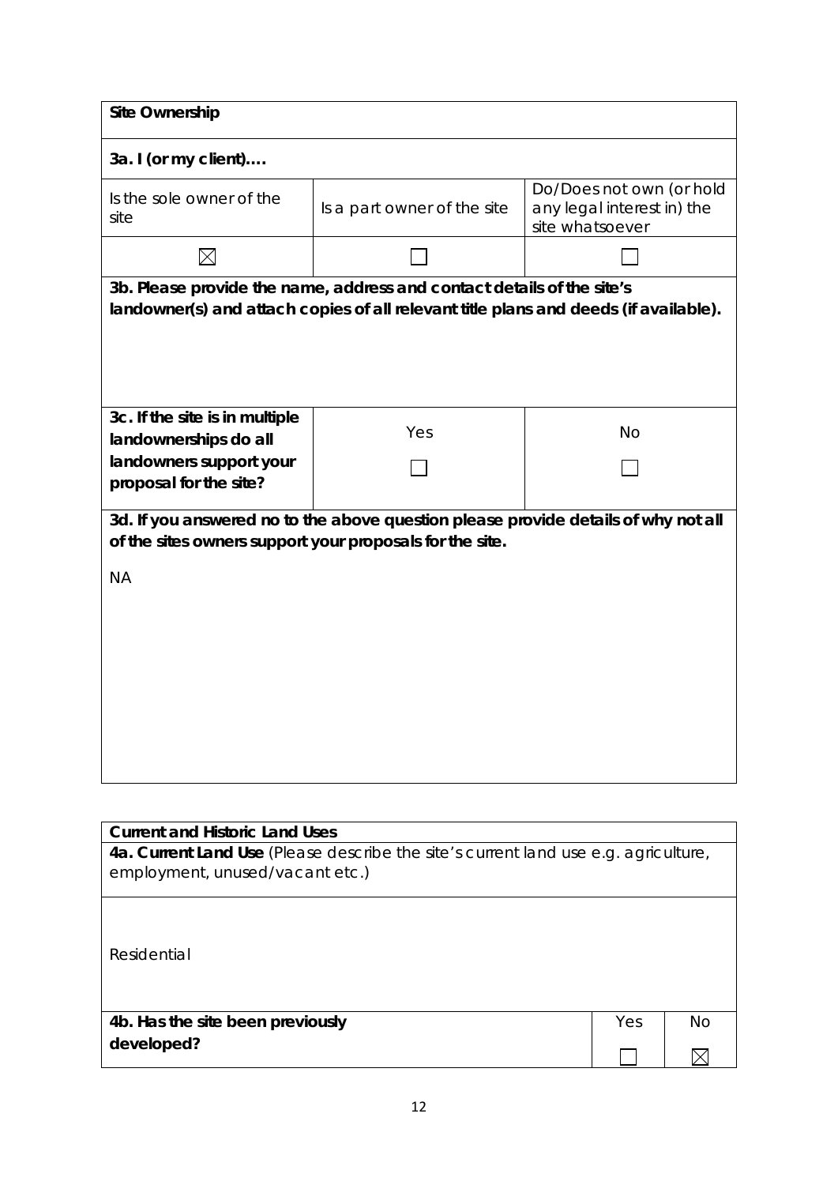| **Site Ownership** | | |
|---|---|---|
| **3a. I (or my client)….** | | |
| Is the sole owner of the site | Is a part owner of the site | Do/Does not own (or hold any legal interest in) the site whatsoever |
| ☒ | ☐ | ☐ |
| **3b. Please provide the name, address and contact details of the site's landowner(s) and attach copies of all relevant title plans and deeds (if available).** | | |
| **3c. If the site is in multiple landownerships do all landowners support your proposal for the site?** | Yes ☐ | No ☐ |
| **3d. If you answered no to the above question please provide details of why not all of the sites owners support your proposals for the site.** NA | | |

| **Current and Historic Land Uses** | | |
|---|---|---|
| **4a. Current Land Use** (Please describe the site's current land use e.g. agriculture, employment, unused/vacant etc.) | | |
| Residential | | |
| **4b. Has the site been previously developed?** | Yes ☐ | No ☒ |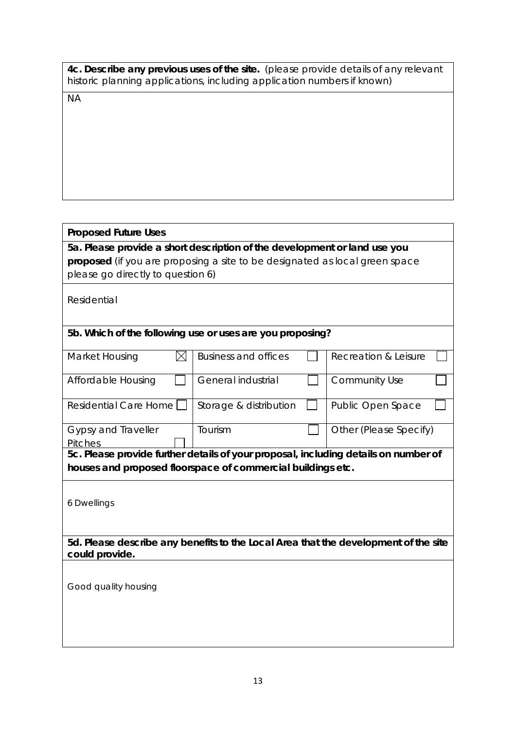**4c. Describe any previous uses of the site.** (please provide details of any relevant historic planning applications, including application numbers if known)

NA

**Proposed Future Uses**

**5a. Please provide a short description of the development or land use you proposed** (if you are proposing a site to be designated as local green space please go directly to question 6)

Residential

**5b. Which of the following use or uses are you proposing?**

| | | |
|---|---|---|
| Market Housing ☒ | Business and offices ☐ | Recreation & Leisure ☐ |
| Affordable Housing ☐ | General industrial ☐ | Community Use ☐ |
| Residential Care Home ☐ | Storage & distribution ☐ | Public Open Space ☐ |
| Gypsy and Traveller Pitches ☐ | Tourism ☐ | Other (Please Specify) |

**5c. Please provide further details of your proposal, including details on number of houses and proposed floorspace of commercial buildings etc.**

6 Dwellings

**5d. Please describe any benefits to the Local Area that the development of the site could provide.**

Good quality housing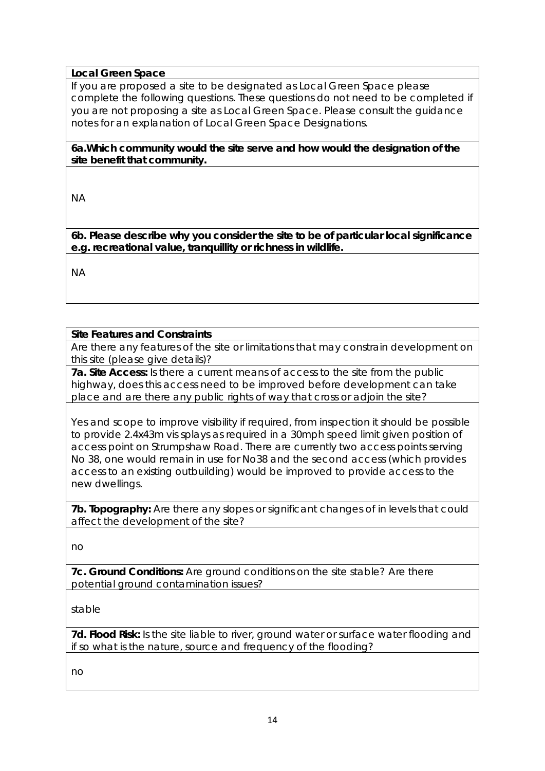**Local Green Space**

If you are proposed a site to be designated as Local Green Space please complete the following questions. These questions do not need to be completed if you are not proposing a site as Local Green Space. Please consult the guidance notes for an explanation of Local Green Space Designations.

**6a.Which community would the site serve and how would the designation of the site benefit that community.**

NA

**6b. Please describe why you consider the site to be of particular local significance e.g. recreational value, tranquillity or richness in wildlife.**

NA

**Site Features and Constraints**

Are there any features of the site or limitations that may constrain development on this site (please give details)?

**7a. Site Access:** Is there a current means of access to the site from the public highway, does this access need to be improved before development can take place and are there any public rights of way that cross or adjoin the site?

Yes and scope to improve visibility if required, from inspection it should be possible to provide 2.4x43m vis splays as required in a 30mph speed limit given position of access point on Strumpshaw Road. There are currently two access points serving No 38, one would remain in use for No38 and the second access (which provides access to an existing outbuilding) would be improved to provide access to the new dwellings.

**7b. Topography:** Are there any slopes or significant changes of in levels that could affect the development of the site?

no

**7c. Ground Conditions:** Are ground conditions on the site stable? Are there potential ground contamination issues?

stable

**7d. Flood Risk:** Is the site liable to river, ground water or surface water flooding and if so what is the nature, source and frequency of the flooding?

no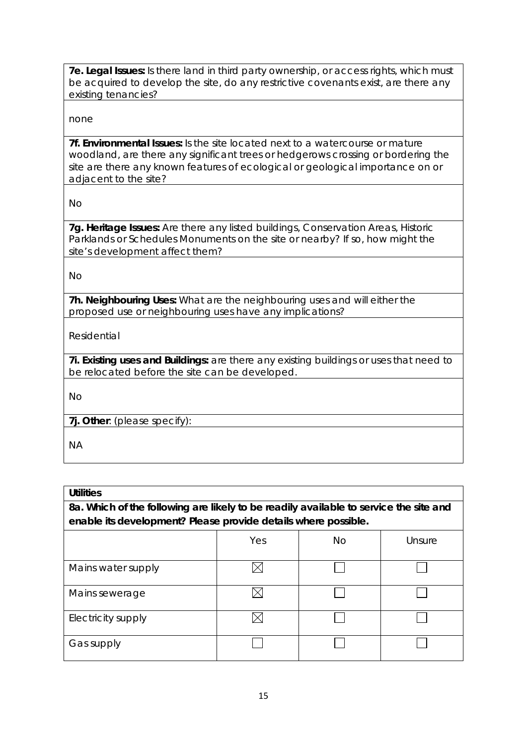**7e. Legal Issues:** Is there land in third party ownership, or access rights, which must be acquired to develop the site, do any restrictive covenants exist, are there any existing tenancies?

none

**7f. Environmental Issues:** Is the site located next to a watercourse or mature woodland, are there any significant trees or hedgerows crossing or bordering the site are there any known features of ecological or geological importance on or adjacent to the site?

No

**7g. Heritage Issues:** Are there any listed buildings, Conservation Areas, Historic Parklands or Schedules Monuments on the site or nearby? If so, how might the site's development affect them?

No

**7h. Neighbouring Uses:** What are the neighbouring uses and will either the proposed use or neighbouring uses have any implications?

Residential

**7i. Existing uses and Buildings:** are there any existing buildings or uses that need to be relocated before the site can be developed.

No

**7j. Other**: (please specify):

NA

**Utilities**

**8a. Which of the following are likely to be readily available to service the site and enable its development? Please provide details where possible.**

| | Yes | No | Unsure |
|---|---|---|---|
| Mains water supply | ☒ | ☐ | ☐ |
| Mains sewerage | ☒ | ☐ | ☐ |
| Electricity supply | ☒ | ☐ | ☐ |
| Gas supply | ☐ | ☐ | ☐ |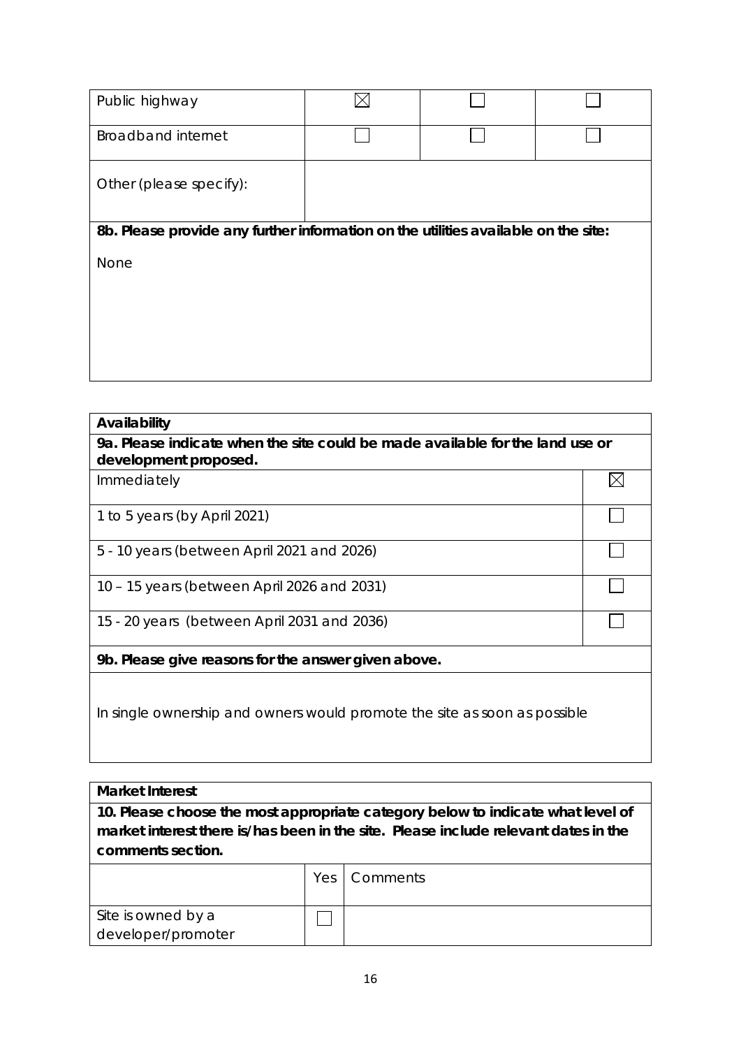| | | | |
|---|---|---|---|
| Public highway | ☒ | ☐ | ☐ |
| Broadband internet | ☐ | ☐ | ☐ |
| Other (please specify): | | | |

**8b. Please provide any further information on the utilities available on the site:**

None

| **Availability** | |
|---|---|
| **9a. Please indicate when the site could be made available for the land use or development proposed.** | |
| Immediately | ☒ |
| 1 to 5 years (by April 2021) | ☐ |
| 5 - 10 years (between April 2021 and 2026) | ☐ |
| 10 – 15 years (between April 2026 and 2031) | ☐ |
| 15 - 20 years (between April 2031 and 2036) | ☐ |
| **9b. Please give reasons for the answer given above.** | |
| In single ownership and owners would promote the site as soon as possible | |

**Market Interest**

**10. Please choose the most appropriate category below to indicate what level of market interest there is/has been in the site. Please include relevant dates in the comments section.**

| | Yes | Comments |
|---|---|---|
| Site is owned by a developer/promoter | ☐ | |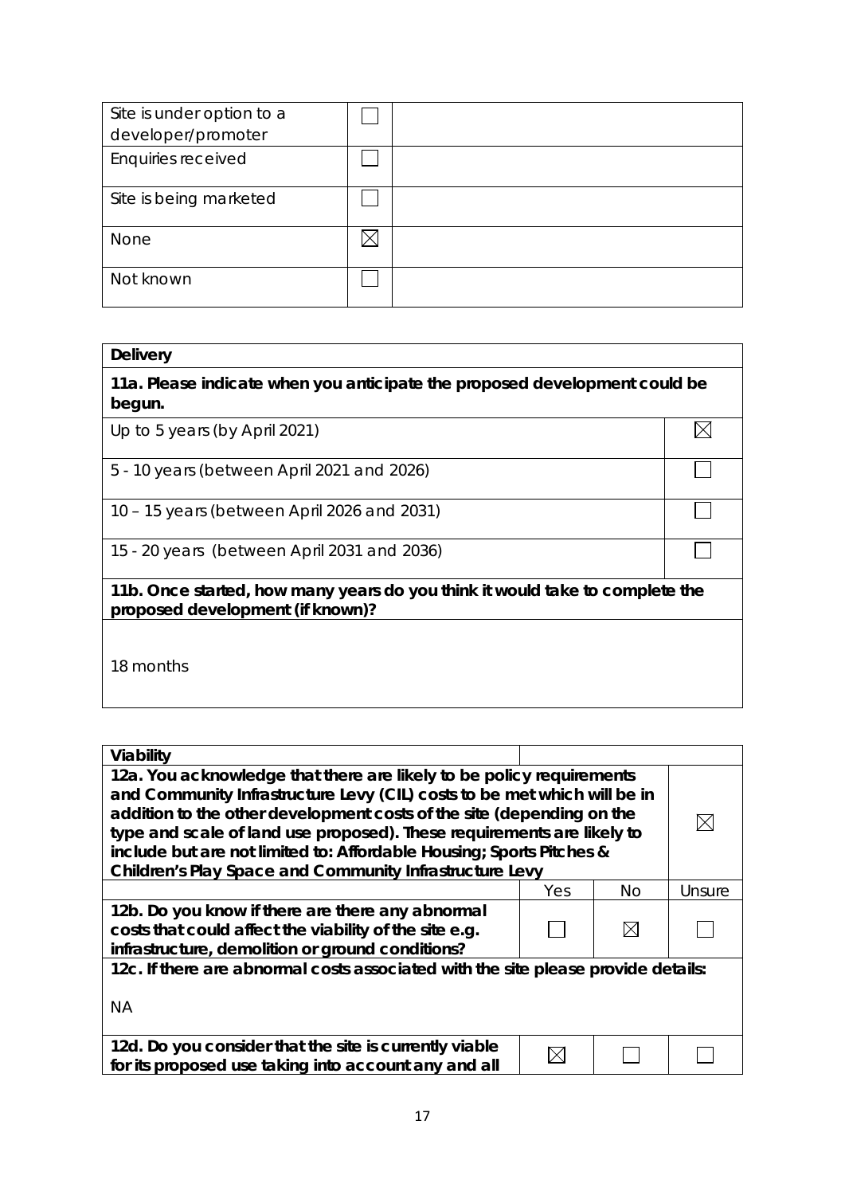| Site is under option to a developer/promoter | ☐ | |
|---|---|---|
| Enquiries received | ☐ | |
| Site is being marketed | ☐ | |
| None | ☒ | |
| Not known | ☐ | |

| **Delivery** | |
|---|---|
| **11a. Please indicate when you anticipate the proposed development could be begun.** | |
| Up to 5 years (by April 2021) | ☒ |
| 5 - 10 years (between April 2021 and 2026) | ☐ |
| 10 – 15 years (between April 2026 and 2031) | ☐ |
| 15 - 20 years (between April 2031 and 2036) | ☐ |
| **11b. Once started, how many years do you think it would take to complete the proposed development (if known)?** | |
| 18 months | |

| **Viability** | | | |
|---|---|---|---|
| **12a. You acknowledge that there are likely to be policy requirements and Community Infrastructure Levy (CIL) costs to be met which will be in addition to the other development costs of the site (depending on the type and scale of land use proposed). These requirements are likely to include but are not limited to: Affordable Housing; Sports Pitches & Children's Play Space and Community Infrastructure Levy** | | | ☒ |
| | Yes | No | Unsure |
| **12b. Do you know if there are there any abnormal costs that could affect the viability of the site e.g. infrastructure, demolition or ground conditions?** | ☐ | ☒ | ☐ |
| **12c. If there are abnormal costs associated with the site please provide details:** NA | | | |
| **12d. Do you consider that the site is currently viable for its proposed use taking into account any and all** | ☒ | ☐ | ☐ |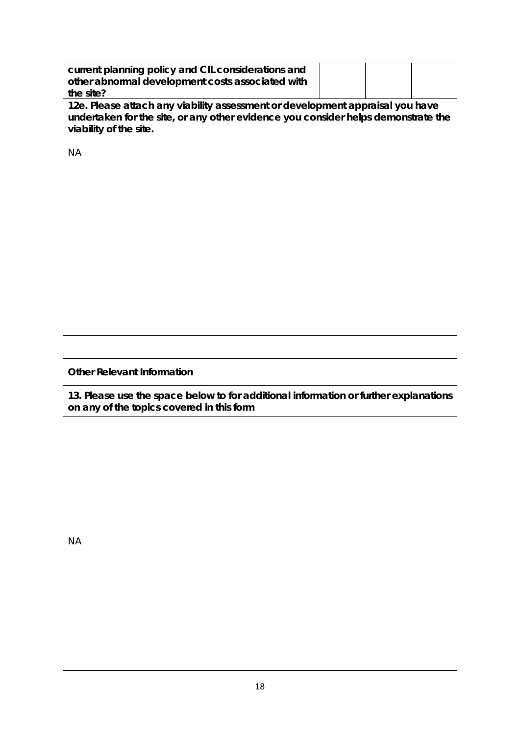| current planning policy and CIL considerations and other abnormal development costs associated with the site? | | | |
|---|---|---|---|

**12e. Please attach any viability assessment or development appraisal you have undertaken for the site, or any other evidence you consider helps demonstrate the viability of the site.**

NA

**Other Relevant Information**

**13. Please use the space below to for additional information or further explanations on any of the topics covered in this form**

NA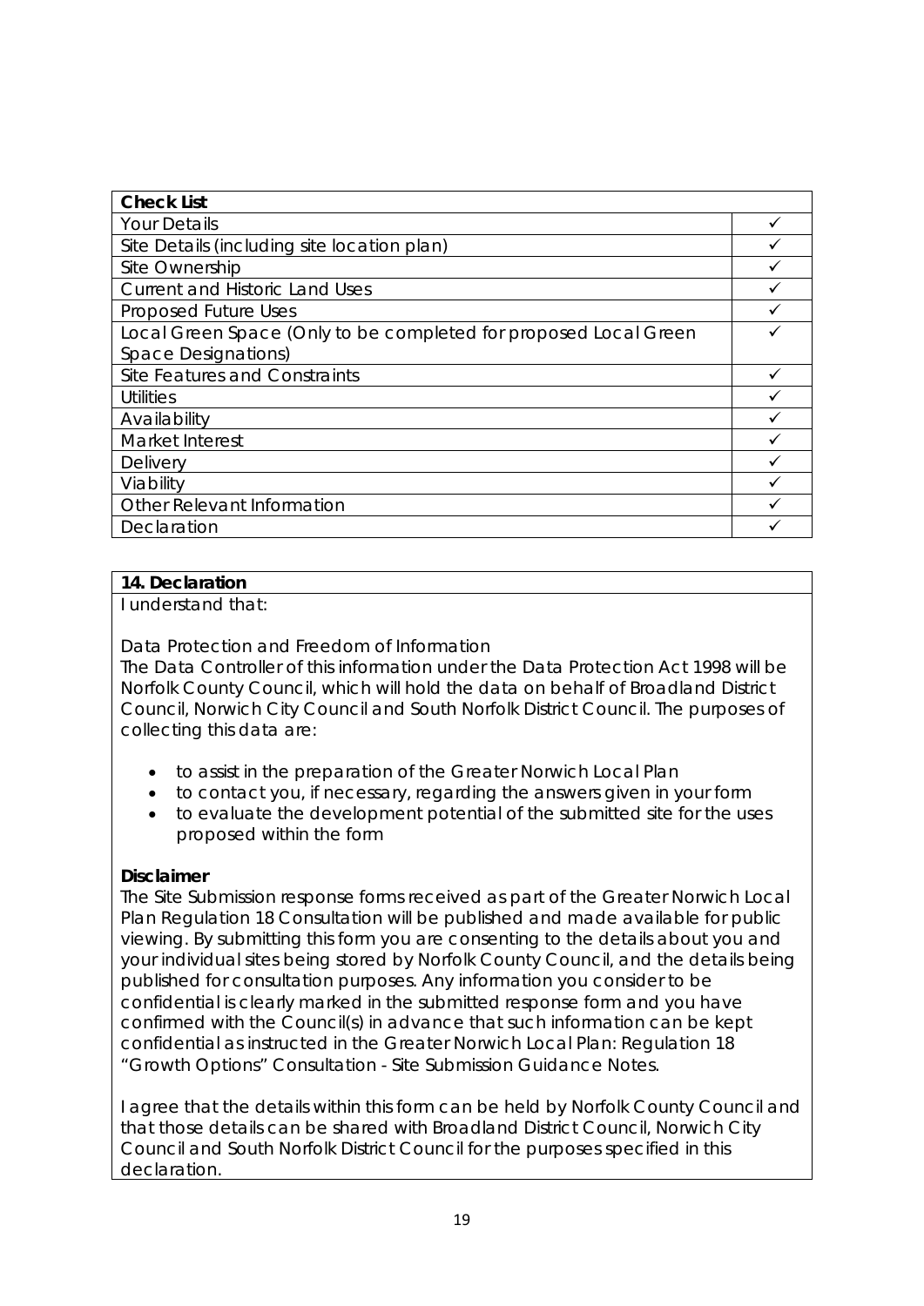| Check List | |
|---|---|
| Your Details | ✓ |
| Site Details (including site location plan) | ✓ |
| Site Ownership | ✓ |
| Current and Historic Land Uses | ✓ |
| Proposed Future Uses | ✓ |
| Local Green Space (Only to be completed for proposed Local Green Space Designations) | ✓ |
| Site Features and Constraints | ✓ |
| Utilities | ✓ |
| Availability | ✓ |
| Market Interest | ✓ |
| Delivery | ✓ |
| Viability | ✓ |
| Other Relevant Information | ✓ |
| Declaration | ✓ |

**14. Declaration**

I understand that:

Data Protection and Freedom of Information

The Data Controller of this information under the Data Protection Act 1998 will be Norfolk County Council, which will hold the data on behalf of Broadland District Council, Norwich City Council and South Norfolk District Council. The purposes of collecting this data are:

- to assist in the preparation of the Greater Norwich Local Plan
- to contact you, if necessary, regarding the answers given in your form
- to evaluate the development potential of the submitted site for the uses proposed within the form

**Disclaimer**

The Site Submission response forms received as part of the Greater Norwich Local Plan Regulation 18 Consultation will be published and made available for public viewing. By submitting this form you are consenting to the details about you and your individual sites being stored by Norfolk County Council, and the details being published for consultation purposes. Any information you consider to be confidential is clearly marked in the submitted response form and you have confirmed with the Council(s) in advance that such information can be kept confidential as instructed in the Greater Norwich Local Plan: Regulation 18 "Growth Options" Consultation - Site Submission Guidance Notes.

I agree that the details within this form can be held by Norfolk County Council and that those details can be shared with Broadland District Council, Norwich City Council and South Norfolk District Council for the purposes specified in this declaration.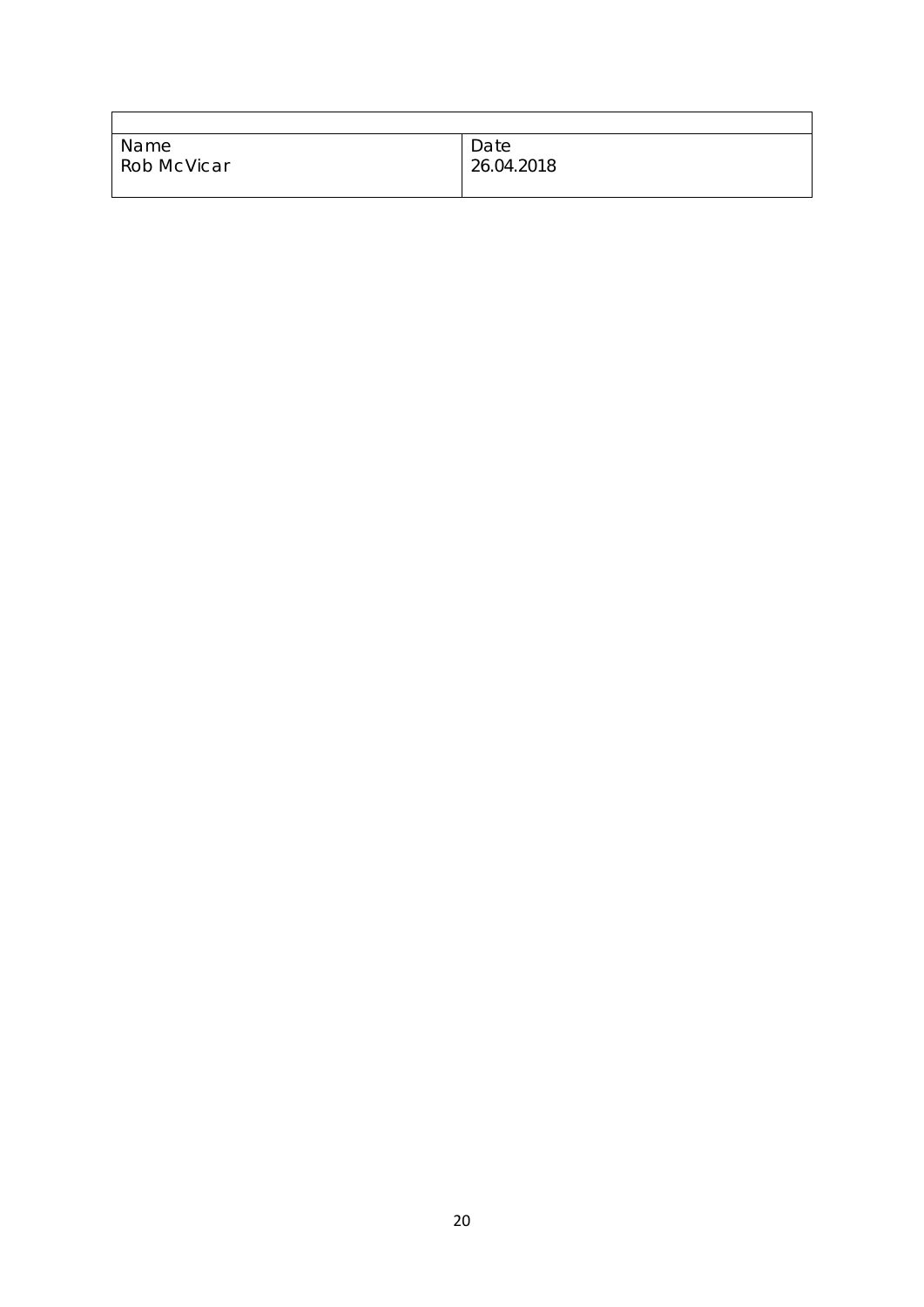| | |
|---|---|
| Name<br>Rob McVicar | Date<br>26.04.2018 |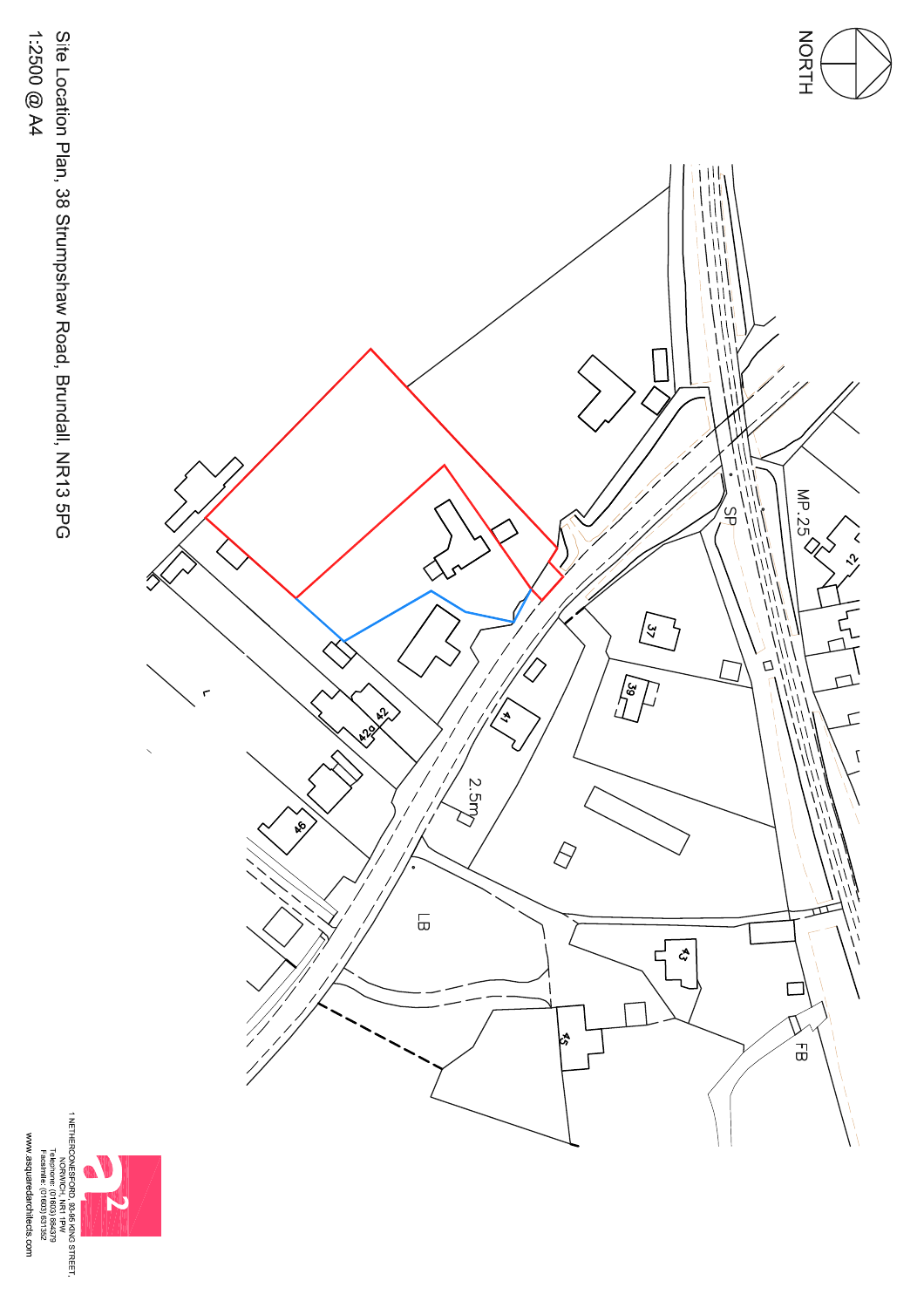NORTH

Site Location Plan, 38 Strumpshaw Road, Brundall, NR13 5PG

1:2500 @ A4

MP .25

SP

12

37

39

41

42

42a

46

2.5m

LB

43

45

FB

1 NETHERCONESFORD, 93-95 KING STREET,
NORWICH, NR1 1PW
Telephone: (01603) 664379
Facsimile: (01603) 631352
www.asquaredarchitects.com